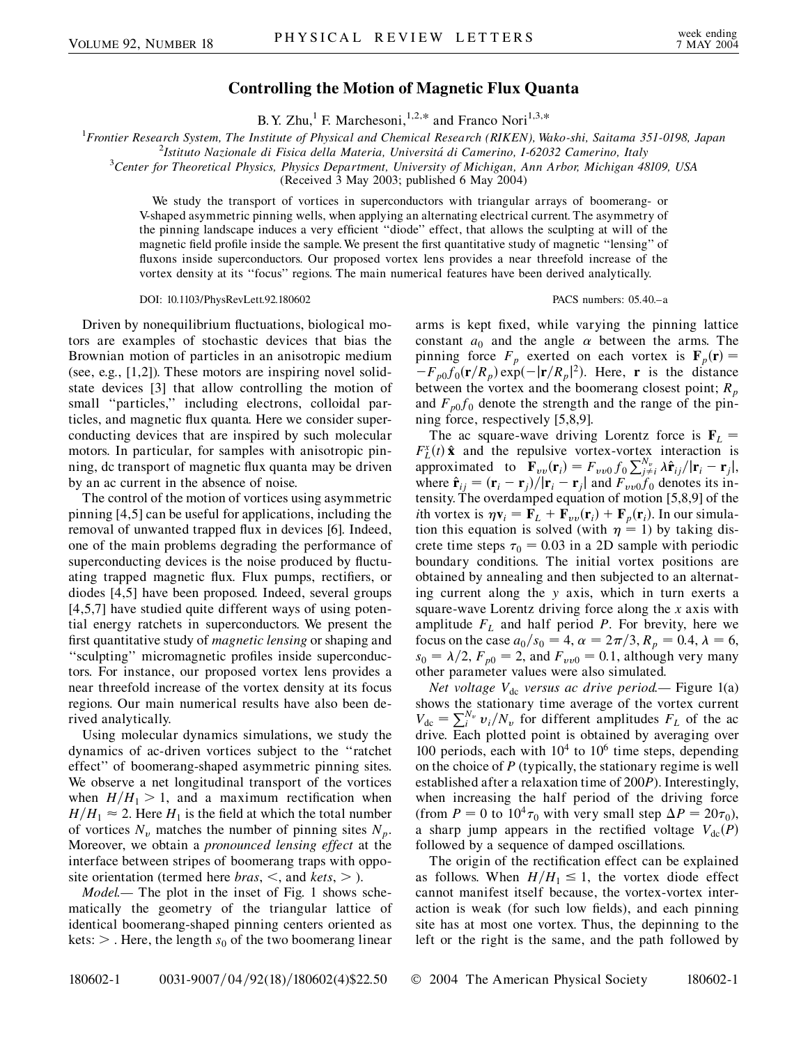# Controlling the Motion of Magnetic Flux Quanta

B. Y. Zhu,[1] F. Marchesoni,[1,2,*] and Franco Nori[1,3,*]

[1]*Frontier Research System, The Institute of Physical and Chemical Research (RIKEN), Wako-shi, Saitama 351-0198, Japan*
[2]*Istituto Nazionale di Fisica della Materia, Universitá di Camerino, I-62032 Camerino, Italy*
[3]*Center for Theoretical Physics, Physics Department, University of Michigan, Ann Arbor, Michigan 48109, USA*
(Received 3 May 2003; published 6 May 2004)

We study the transport of vortices in superconductors with triangular arrays of boomerang- or V-shaped asymmetric pinning wells, when applying an alternating electrical current. The asymmetry of the pinning landscape induces a very efficient "diode" effect, that allows the sculpting at will of the magnetic field profile inside the sample. We present the first quantitative study of magnetic "lensing" of fluxons inside superconductors. Our proposed vortex lens provides a near threefold increase of the vortex density at its "focus" regions. The main numerical features have been derived analytically.

DOI: 10.1103/PhysRevLett.92.180602 PACS numbers: 05.40.–a

Driven by nonequilibrium fluctuations, biological motors are examples of stochastic devices that bias the Brownian motion of particles in an anisotropic medium (see, e.g., [1,2]). These motors are inspiring novel solid-state devices [3] that allow controlling the motion of small "particles," including electrons, colloidal particles, and magnetic flux quanta. Here we consider superconducting devices that are inspired by such molecular motors. In particular, for samples with anisotropic pinning, dc transport of magnetic flux quanta may be driven by an ac current in the absence of noise.

The control of the motion of vortices using asymmetric pinning [4,5] can be useful for applications, including the removal of unwanted trapped flux in devices [6]. Indeed, one of the main problems degrading the performance of superconducting devices is the noise produced by fluctuating trapped magnetic flux. Flux pumps, rectifiers, or diodes [4,5] have been proposed. Indeed, several groups [4,5,7] have studied quite different ways of using potential energy ratchets in superconductors. We present the first quantitative study of *magnetic lensing* or shaping and "sculpting" micromagnetic profiles inside superconductors. For instance, our proposed vortex lens provides a near threefold increase of the vortex density at its focus regions. Our main numerical results have also been derived analytically.

Using molecular dynamics simulations, we study the dynamics of ac-driven vortices subject to the "ratchet effect" of boomerang-shaped asymmetric pinning sites. We observe a net longitudinal transport of the vortices when $H/H_1 > 1$, and a maximum rectification when $H/H_1 \approx 2$. Here $H_1$ is the field at which the total number of vortices $N_v$ matches the number of pinning sites $N_p$. Moreover, we obtain a *pronounced lensing effect* at the interface between stripes of boomerang traps with opposite orientation (termed here *bras*, $<$, and *kets*, $>$).

*Model.*— The plot in the inset of Fig. 1 shows schematically the geometry of the triangular lattice of identical boomerang-shaped pinning centers oriented as kets: $>$ . Here, the length $s_0$ of the two boomerang linear arms is kept fixed, while varying the pinning lattice constant $a_0$ and the angle $\alpha$ between the arms. The pinning force $F_p$ exerted on each vortex is $\mathbf{F}_p(\mathbf{r}) = -F_{p0}f_0(\mathbf{r}/R_p)\exp(-|\mathbf{r}/R_p|^2)$. Here, $\mathbf{r}$ is the distance between the vortex and the boomerang closest point; $R_p$ and $F_{p0}f_0$ denote the strength and the range of the pinning force, respectively [5,8,9].

The ac square-wave driving Lorentz force is $\mathbf{F}_L = F_L^x(t)\,\hat{\mathbf{x}}$ and the repulsive vortex-vortex interaction is approximated to $\mathbf{F}_{vv}(\mathbf{r}_i) = F_{vv0}\,f_0\sum_{j\neq i}^{N_v}\lambda\hat{\mathbf{r}}_{ij}/|\mathbf{r}_i - \mathbf{r}_j|$, where $\hat{\mathbf{r}}_{ij} = (\mathbf{r}_i - \mathbf{r}_j)/|\mathbf{r}_i - \mathbf{r}_j|$ and $F_{vv0}f_0$ denotes its intensity. The overdamped equation of motion [5,8,9] of the $i$th vortex is $\eta\mathbf{v}_i = \mathbf{F}_L + \mathbf{F}_{vv}(\mathbf{r}_i) + \mathbf{F}_p(\mathbf{r}_i)$. In our simulation this equation is solved (with $\eta = 1$) by taking discrete time steps $\tau_0 = 0.03$ in a 2D sample with periodic boundary conditions. The initial vortex positions are obtained by annealing and then subjected to an alternating current along the $y$ axis, which in turn exerts a square-wave Lorentz driving force along the $x$ axis with amplitude $F_L$ and half period $P$. For brevity, here we focus on the case $a_0/s_0 = 4$, $\alpha = 2\pi/3$, $R_p = 0.4$, $\lambda = 6$, $s_0 = \lambda/2$, $F_{p0} = 2$, and $F_{vv0} = 0.1$, although very many other parameter values were also simulated.

*Net voltage $V_{dc}$ versus ac drive period.*— Figure 1(a) shows the stationary time average of the vortex current $V_{dc} = \sum_i^{N_v} v_i/N_v$ for different amplitudes $F_L$ of the ac drive. Each plotted point is obtained by averaging over 100 periods, each with $10^4$ to $10^6$ time steps, depending on the choice of $P$ (typically, the stationary regime is well established after a relaxation time of $200P$). Interestingly, when increasing the half period of the driving force (from $P = 0$ to $10^4\tau_0$ with very small step $\Delta P = 20\tau_0$), a sharp jump appears in the rectified voltage $V_{dc}(P)$ followed by a sequence of damped oscillations.

The origin of the rectification effect can be explained as follows. When $H/H_1 \leq 1$, the vortex diode effect cannot manifest itself because, the vortex-vortex interaction is weak (for such low fields), and each pinning site has at most one vortex. Thus, the depinning to the left or the right is the same, and the path followed by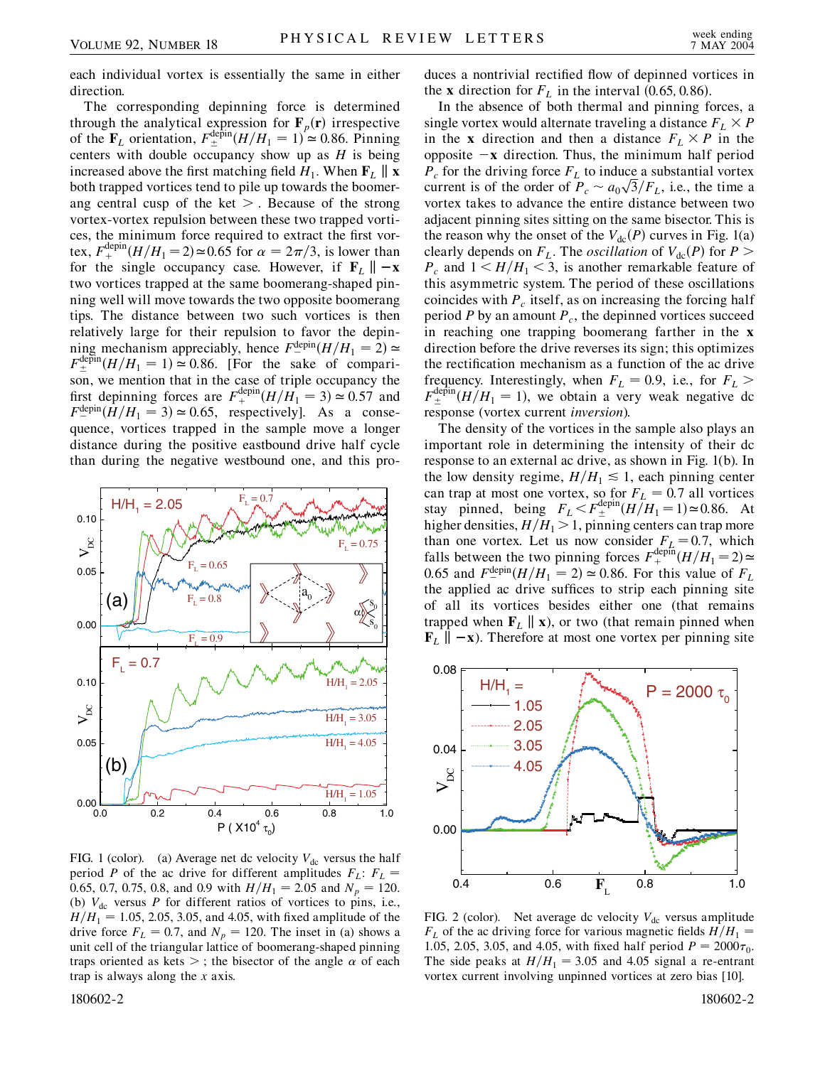each individual vortex is essentially the same in either direction.

The corresponding depinning force is determined through the analytical expression for $\mathbf{F}_p(\mathbf{r})$ irrespective of the $\mathbf{F}_L$ orientation, $F_{\pm}^{\rm depin}(H/H_1 = 1) \simeq 0.86$. Pinning centers with double occupancy show up as $H$ is being increased above the first matching field $H_1$. When $\mathbf{F}_L \parallel \mathbf{x}$ both trapped vortices tend to pile up towards the boomerang central cusp of the ket $>$. Because of the strong vortex-vortex repulsion between these two trapped vortices, the minimum force required to extract the first vortex, $F_{+}^{\rm depin}(H/H_1 = 2) \simeq 0.65$ for $\alpha = 2\pi/3$, is lower than for the single occupancy case. However, if $\mathbf{F}_L \parallel -\mathbf{x}$ two vortices trapped at the same boomerang-shaped pinning well will move towards the two opposite boomerang tips. The distance between two such vortices is then relatively large for their repulsion to favor the depinning mechanism appreciably, hence $F_{-}^{\rm depin}(H/H_1 = 2) \simeq F_{\pm}^{\rm depin}(H/H_1 = 1) \simeq 0.86$. [For the sake of comparison, we mention that in the case of triple occupancy the first depinning forces are $F_{+}^{\rm depin}(H/H_1 = 3) \simeq 0.57$ and $F_{-}^{\rm depin}(H/H_1 = 3) \simeq 0.65$, respectively]. As a consequence, vortices trapped in the sample move a longer distance during the positive eastbound drive half cycle than during the negative westbound one, and this produces a nontrivial rectified flow of depinned vortices in the $\mathbf{x}$ direction for $F_L$ in the interval $(0.65, 0.86)$.

In the absence of both thermal and pinning forces, a single vortex would alternate traveling a distance $F_L \times P$ in the $\mathbf{x}$ direction and then a distance $F_L \times P$ in the opposite $-\mathbf{x}$ direction. Thus, the minimum half period $P_c$ for the driving force $F_L$ to induce a substantial vortex current is of the order of $P_c \sim a_0\sqrt{3}/F_L$, i.e., the time a vortex takes to advance the entire distance between two adjacent pinning sites sitting on the same bisector. This is the reason why the onset of the $V_{\rm dc}(P)$ curves in Fig. 1(a) clearly depends on $F_L$. The *oscillation* of $V_{\rm dc}(P)$ for $P > P_c$ and $1 < H/H_1 < 3$, is another remarkable feature of this asymmetric system. The period of these oscillations coincides with $P_c$ itself, as on increasing the forcing half period $P$ by an amount $P_c$, the depinned vortices succeed in reaching one trapping boomerang farther in the $\mathbf{x}$ direction before the drive reverses its sign; this optimizes the rectification mechanism as a function of the ac drive frequency. Interestingly, when $F_L = 0.9$, i.e., for $F_L > F_{+}^{\rm depin}(H/H_1 = 1)$, we obtain a very weak negative dc response (vortex current *inversion*).

The density of the vortices in the sample also plays an important role in determining the intensity of the dc response to an external ac drive, as shown in Fig. 1(b). In the low density regime, $H/H_1 \lesssim 1$, each pinning center can trap at most one vortex, so for $F_L = 0.7$ all vortices stay pinned, being $F_L < F_{\pm}^{\rm depin}(H/H_1 = 1) \simeq 0.86$. At higher densities, $H/H_1 > 1$, pinning centers can trap more than one vortex. Let us now consider $F_L = 0.7$, which falls between the two pinning forces $F_{+}^{\rm depin}(H/H_1 = 2) \simeq 0.65$ and $F_{-}^{\rm depin}(H/H_1 = 2) \simeq 0.86$. For this value of $F_L$ the applied ac drive suffices to strip each pinning site of all its vortices besides either one (that remains trapped when $\mathbf{F}_L \parallel \mathbf{x}$), or two (that remain pinned when $\mathbf{F}_L \parallel -\mathbf{x}$). Therefore at most one vortex per pinning site

FIG. 1 (color). (a) Average net dc velocity $V_{\rm dc}$ versus the half period $P$ of the ac drive for different amplitudes $F_L$: $F_L = 0.65$, 0.7, 0.75, 0.8, and 0.9 with $H/H_1 = 2.05$ and $N_p = 120$. (b) $V_{\rm dc}$ versus $P$ for different ratios of vortices to pins, i.e., $H/H_1 = 1.05$, 2.05, 3.05, and 4.05, with fixed amplitude of the drive force $F_L = 0.7$, and $N_p = 120$. The inset in (a) shows a unit cell of the triangular lattice of boomerang-shaped pinning traps oriented as kets $>$; the bisector of the angle $\alpha$ of each trap is always along the $x$ axis.

FIG. 2 (color). Net average dc velocity $V_{\rm DC}$ versus amplitude $F_L$ of the ac driving force for various magnetic fields $H/H_1 = 1.05$, 2.05, 3.05, and 4.05, with fixed half period $P = 2000\tau_0$. The side peaks at $H/H_1 = 3.05$ and 4.05 signal a re-entrant vortex current involving unpinned vortices at zero bias [10].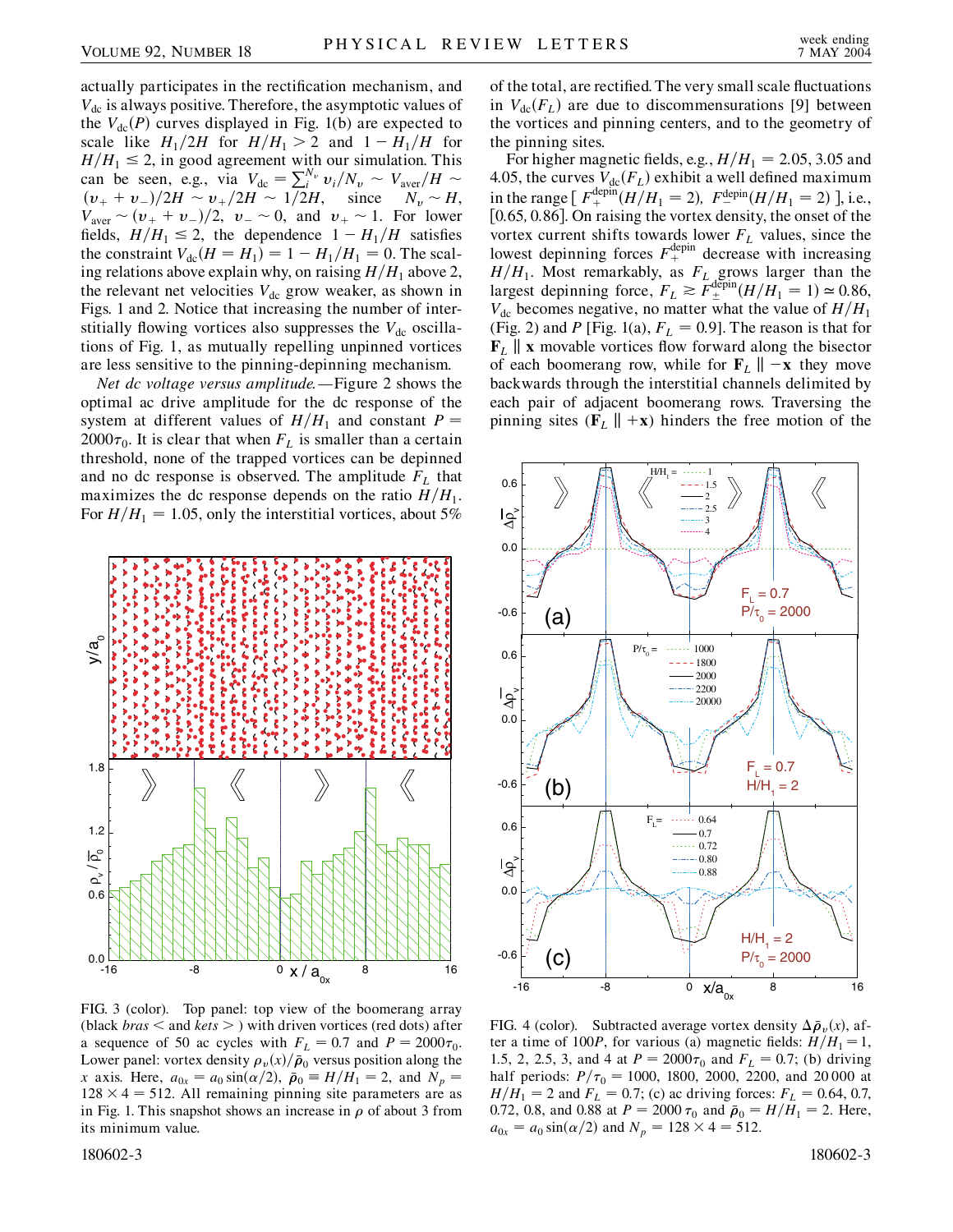actually participates in the rectification mechanism, and $V_{dc}$ is always positive. Therefore, the asymptotic values of the $V_{dc}(P)$ curves displayed in Fig. 1(b) are expected to scale like $H_1/2H$ for $H/H_1 > 2$ and $1 - H_1/H$ for $H/H_1 \leq 2$, in good agreement with our simulation. This can be seen, e.g., via $V_{dc} = \sum_i^{N_v} v_i/N_v \sim V_{aver}/H \sim (v_+ + v_-)/2H \sim v_+/2H \sim 1/2H$, since $N_v \sim H$, $V_{aver} \sim (v_+ + v_-)/2$, $v_- \sim 0$, and $v_+ \sim 1$. For lower fields, $H/H_1 \leq 2$, the dependence $1 - H_1/H$ satisfies the constraint $V_{dc}(H = H_1) = 1 - H_1/H_1 = 0$. The scaling relations above explain why, on raising $H/H_1$ above 2, the relevant net velocities $V_{dc}$ grow weaker, as shown in Figs. 1 and 2. Notice that increasing the number of interstitially flowing vortices also suppresses the $V_{dc}$ oscillations of Fig. 1, as mutually repelling unpinned vortices are less sensitive to the pinning-depinning mechanism.

*Net dc voltage versus amplitude.*—Figure 2 shows the optimal ac drive amplitude for the dc response of the system at different values of $H/H_1$ and constant $P = 2000\tau_0$. It is clear that when $F_L$ is smaller than a certain threshold, none of the trapped vortices can be depinned and no dc response is observed. The amplitude $F_L$ that maximizes the dc response depends on the ratio $H/H_1$. For $H/H_1 = 1.05$, only the interstitial vortices, about 5% of the total, are rectified. The very small scale fluctuations in $V_{dc}(F_L)$ are due to discommensurations [9] between the vortices and pinning centers, and to the geometry of the pinning sites.

For higher magnetic fields, e.g., $H/H_1 = 2.05$, 3.05 and 4.05, the curves $V_{dc}(F_L)$ exhibit a well defined maximum in the range $[\,F_+^{depin}(H/H_1 = 2),\ F_-^{depin}(H/H_1 = 2)\,]$, i.e., $[0.65, 0.86]$. On raising the vortex density, the onset of the vortex current shifts towards lower $F_L$ values, since the lowest depinning forces $F_+^{depin}$ decrease with increasing $H/H_1$. Most remarkably, as $F_L$ grows larger than the largest depinning force, $F_L \gtrsim F_{\pm}^{depin}(H/H_1 = 1) \simeq 0.86$, $V_{dc}$ becomes negative, no matter what the value of $H/H_1$ (Fig. 2) and $P$ [Fig. 1(a), $F_L = 0.9$]. The reason is that for $\mathbf{F}_L \parallel \mathbf{x}$ movable vortices flow forward along the bisector of each boomerang row, while for $\mathbf{F}_L \parallel -\mathbf{x}$ they move backwards through the interstitial channels delimited by each pair of adjacent boomerang rows. Traversing the pinning sites ($\mathbf{F}_L \parallel +\mathbf{x}$) hinders the free motion of the

FIG. 3 (color). Top panel: top view of the boomerang array (black *bras* < and *kets* >) with driven vortices (red dots) after a sequence of 50 ac cycles with $F_L = 0.7$ and $P = 2000\tau_0$. Lower panel: vortex density $\rho_v(x)/\bar{\rho}_0$ versus position along the $x$ axis. Here, $a_{0x} = a_0 \sin(\alpha/2)$, $\bar{\rho}_0 \equiv H/H_1 = 2$, and $N_p = 128 \times 4 = 512$. All remaining pinning site parameters are as in Fig. 1. This snapshot shows an increase in $\rho$ of about 3 from its minimum value.

FIG. 4 (color). Subtracted average vortex density $\Delta\bar{\rho}_v(x)$, after a time of $100P$, for various (a) magnetic fields: $H/H_1 = 1$, 1.5, 2, 2.5, 3, and 4 at $P = 2000\tau_0$ and $F_L = 0.7$; (b) driving half periods: $P/\tau_0 = 1000$, 1800, 2000, 2200, and 20 000 at $H/H_1 = 2$ and $F_L = 0.7$; (c) ac driving forces: $F_L = 0.64$, 0.7, 0.72, 0.8, and 0.88 at $P = 2000\,\tau_0$ and $\bar{\rho}_0 = H/H_1 = 2$. Here, $a_{0x} = a_0 \sin(\alpha/2)$ and $N_p = 128 \times 4 = 512$.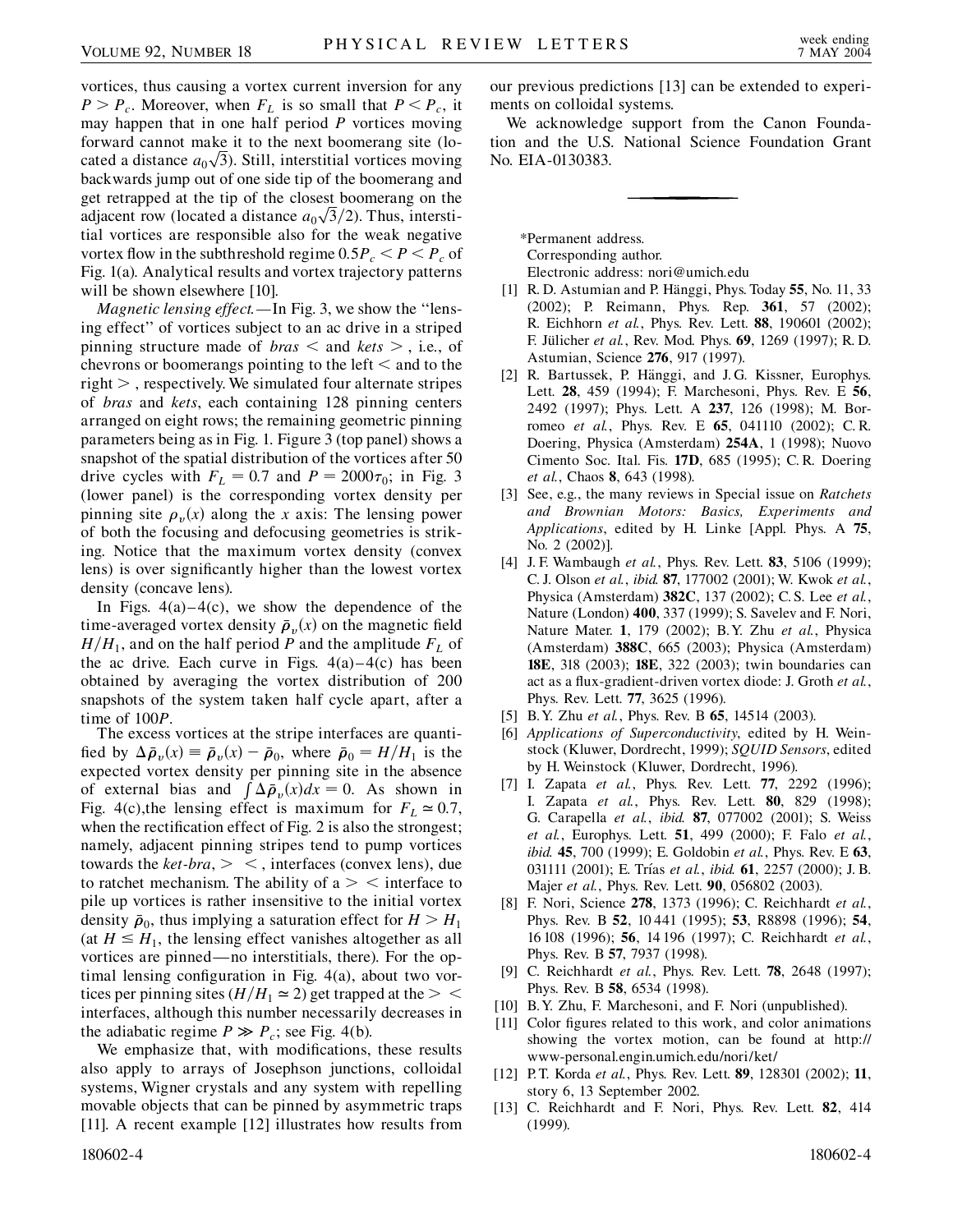vortices, thus causing a vortex current inversion for any $P > P_c$. Moreover, when $F_L$ is so small that $P < P_c$, it may happen that in one half period $P$ vortices moving forward cannot make it to the next boomerang site (located a distance $a_0\sqrt{3}$). Still, interstitial vortices moving backwards jump out of one side tip of the boomerang and get retrapped at the tip of the closest boomerang on the adjacent row (located a distance $a_0\sqrt{3}/2$). Thus, interstitial vortices are responsible also for the weak negative vortex flow in the subthreshold regime $0.5P_c < P < P_c$ of Fig. 1(a). Analytical results and vortex trajectory patterns will be shown elsewhere [10].

*Magnetic lensing effect.*—In Fig. 3, we show the "lensing effect" of vortices subject to an ac drive in a striped pinning structure made of *bras* $<$ and *kets* $>$, i.e., of chevrons or boomerangs pointing to the left $<$ and to the right $>$, respectively. We simulated four alternate stripes of *bras* and *kets*, each containing 128 pinning centers arranged on eight rows; the remaining geometric pinning parameters being as in Fig. 1. Figure 3 (top panel) shows a snapshot of the spatial distribution of the vortices after 50 drive cycles with $F_L = 0.7$ and $P = 2000\tau_0$; in Fig. 3 (lower panel) is the corresponding vortex density per pinning site $\rho_v(x)$ along the $x$ axis: The lensing power of both the focusing and defocusing geometries is striking. Notice that the maximum vortex density (convex lens) is over significantly higher than the lowest vortex density (concave lens).

In Figs. 4(a)–4(c), we show the dependence of the time-averaged vortex density $\bar{\rho}_v(x)$ on the magnetic field $H/H_1$, and on the half period $P$ and the amplitude $F_L$ of the ac drive. Each curve in Figs. 4(a)–4(c) has been obtained by averaging the vortex distribution of 200 snapshots of the system taken half cycle apart, after a time of $100P$.

The excess vortices at the stripe interfaces are quantified by $\Delta\bar{\rho}_v(x) \equiv \bar{\rho}_v(x) - \bar{\rho}_0$, where $\bar{\rho}_0 = H/H_1$ is the expected vortex density per pinning site in the absence of external bias and $\int \Delta\bar{\rho}_v(x)dx = 0$. As shown in Fig. 4(c), the lensing effect is maximum for $F_L \simeq 0.7$, when the rectification effect of Fig. 2 is also the strongest; namely, adjacent pinning stripes tend to pump vortices towards the *ket-bra*, $> <$, interfaces (convex lens), due to ratchet mechanism. The ability of a $> <$ interface to pile up vortices is rather insensitive to the initial vortex density $\bar{\rho}_0$, thus implying a saturation effect for $H > H_1$ (at $H \leq H_1$, the lensing effect vanishes altogether as all vortices are pinned—no interstitials, there). For the optimal lensing configuration in Fig. 4(a), about two vortices per pinning sites ($H/H_1 \simeq 2$) get trapped at the $> <$ interfaces, although this number necessarily decreases in the adiabatic regime $P \gg P_c$; see Fig. 4(b).

We emphasize that, with modifications, these results also apply to arrays of Josephson junctions, colloidal systems, Wigner crystals and any system with repelling movable objects that can be pinned by asymmetric traps [11]. A recent example [12] illustrates how results from our previous predictions [13] can be extended to experiments on colloidal systems.

We acknowledge support from the Canon Foundation and the U.S. National Science Foundation Grant No. EIA-0130383.

---

*Permanent address.
Corresponding author.
Electronic address: nori@umich.edu

[1] R. D. Astumian and P. Hänggi, Phys. Today **55**, No. 11, 33 (2002); P. Reimann, Phys. Rep. **361**, 57 (2002); R. Eichhorn *et al.*, Phys. Rev. Lett. **88**, 190601 (2002); F. Jülicher *et al.*, Rev. Mod. Phys. **69**, 1269 (1997); R. D. Astumian, Science **276**, 917 (1997).

[2] R. Bartussek, P. Hänggi, and J. G. Kissner, Europhys. Lett. **28**, 459 (1994); F. Marchesoni, Phys. Rev. E **56**, 2492 (1997); Phys. Lett. A **237**, 126 (1998); M. Borromeo *et al.*, Phys. Rev. E **65**, 041110 (2002); C. R. Doering, Physica (Amsterdam) **254A**, 1 (1998); Nuovo Cimento Soc. Ital. Fis. **17D**, 685 (1995); C. R. Doering *et al.*, Chaos **8**, 643 (1998).

[3] See, e.g., the many reviews in Special issue on *Ratchets and Brownian Motors: Basics, Experiments and Applications*, edited by H. Linke [Appl. Phys. A **75**, No. 2 (2002)].

[4] J. F. Wambaugh *et al.*, Phys. Rev. Lett. **83**, 5106 (1999); C. J. Olson *et al.*, *ibid.* **87**, 177002 (2001); W. Kwok *et al.*, Physica (Amsterdam) **382C**, 137 (2002); C. S. Lee *et al.*, Nature (London) **400**, 337 (1999); S. Savelev and F. Nori, Nature Mater. **1**, 179 (2002); B. Y. Zhu *et al.*, Physica (Amsterdam) **388C**, 665 (2003); Physica (Amsterdam) **18E**, 318 (2003); **18E**, 322 (2003); twin boundaries can act as a flux-gradient-driven vortex diode: J. Groth *et al.*, Phys. Rev. Lett. **77**, 3625 (1996).

[5] B. Y. Zhu *et al.*, Phys. Rev. B **65**, 14514 (2003).

[6] *Applications of Superconductivity*, edited by H. Weinstock (Kluwer, Dordrecht, 1999); *SQUID Sensors*, edited by H. Weinstock (Kluwer, Dordrecht, 1996).

[7] I. Zapata *et al.*, Phys. Rev. Lett. **77**, 2292 (1996); I. Zapata *et al.*, Phys. Rev. Lett. **80**, 829 (1998); G. Carapella *et al.*, *ibid.* **87**, 077002 (2001); S. Weiss *et al.*, Europhys. Lett. **51**, 499 (2000); F. Falo *et al.*, *ibid.* **45**, 700 (1999); E. Goldobin *et al.*, Phys. Rev. E **63**, 031111 (2001); E. Trías *et al.*, *ibid.* **61**, 2257 (2000); J. B. Majer *et al.*, Phys. Rev. Lett. **90**, 056802 (2003).

[8] F. Nori, Science **278**, 1373 (1996); C. Reichhardt *et al.*, Phys. Rev. B **52**, 10 441 (1995); **53**, R8898 (1996); **54**, 16 108 (1996); **56**, 14 196 (1997); C. Reichhardt *et al.*, Phys. Rev. B **57**, 7937 (1998).

[9] C. Reichhardt *et al.*, Phys. Rev. Lett. **78**, 2648 (1997); Phys. Rev. B **58**, 6534 (1998).

[10] B. Y. Zhu, F. Marchesoni, and F. Nori (unpublished).

[11] Color figures related to this work, and color animations showing the vortex motion, can be found at http://www-personal.engin.umich.edu/nori/ket/

[12] P. T. Korda *et al.*, Phys. Rev. Lett. **89**, 128301 (2002); **11**, story 6, 13 September 2002.

[13] C. Reichhardt and F. Nori, Phys. Rev. Lett. **82**, 414 (1999).